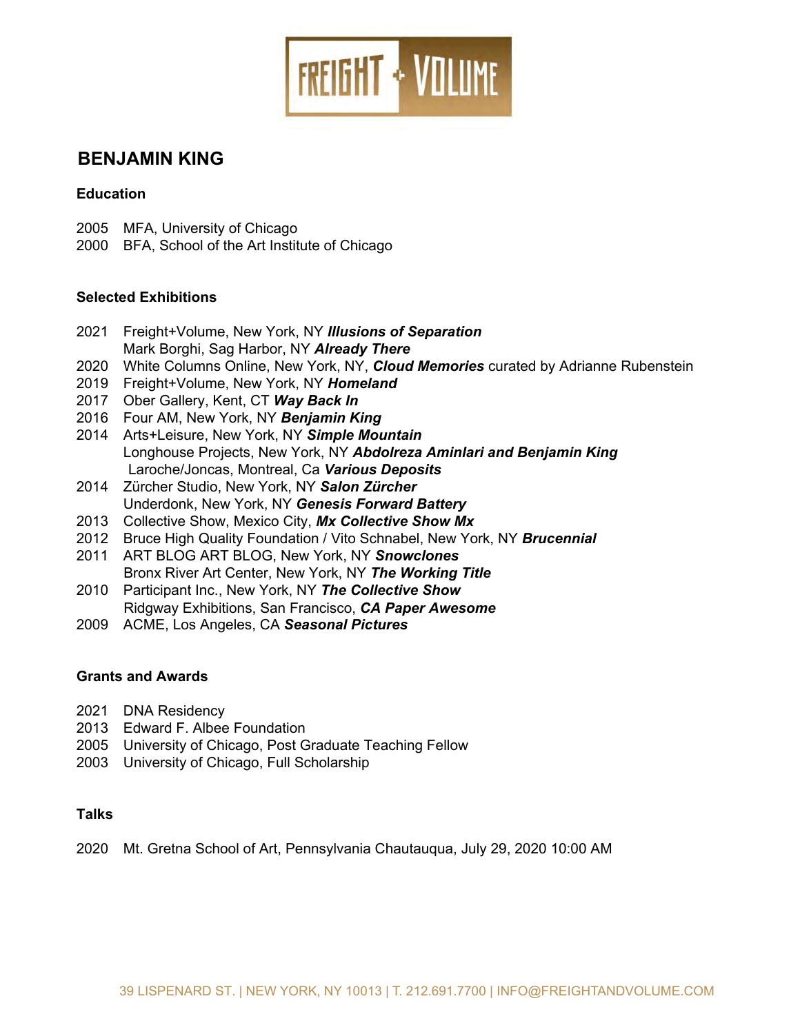FREIGHT + VOLUME

# BENJAMIN KING

### Education

2005 MFA, University of Chicago
2000 BFA, School of the Art Institute of Chicago

### Selected Exhibitions

2021 Freight+Volume, New York, NY ***Illusions of Separation***
Mark Borghi, Sag Harbor, NY ***Already There***
2020 White Columns Online, New York, NY, ***Cloud Memories*** curated by Adrianne Rubenstein
2019 Freight+Volume, New York, NY ***Homeland***
2017 Ober Gallery, Kent, CT ***Way Back In***
2016 Four AM, New York, NY ***Benjamin King***
2014 Arts+Leisure, New York, NY ***Simple Mountain***
Longhouse Projects, New York, NY ***Abdolreza Aminlari and Benjamin King***
Laroche/Joncas, Montreal, Ca ***Various Deposits***
2014 Zürcher Studio, New York, NY ***Salon Zürcher***
Underdonk, New York, NY ***Genesis Forward Battery***
2013 Collective Show, Mexico City, ***Mx Collective Show Mx***
2012 Bruce High Quality Foundation / Vito Schnabel, New York, NY ***Brucennial***
2011 ART BLOG ART BLOG, New York, NY ***Snowclones***
Bronx River Art Center, New York, NY ***The Working Title***
2010 Participant Inc., New York, NY ***The Collective Show***
Ridgway Exhibitions, San Francisco, ***CA Paper Awesome***
2009 ACME, Los Angeles, CA ***Seasonal Pictures***

### Grants and Awards

2021 DNA Residency
2013 Edward F. Albee Foundation
2005 University of Chicago, Post Graduate Teaching Fellow
2003 University of Chicago, Full Scholarship

### Talks

2020 Mt. Gretna School of Art, Pennsylvania Chautauqua, July 29, 2020 10:00 AM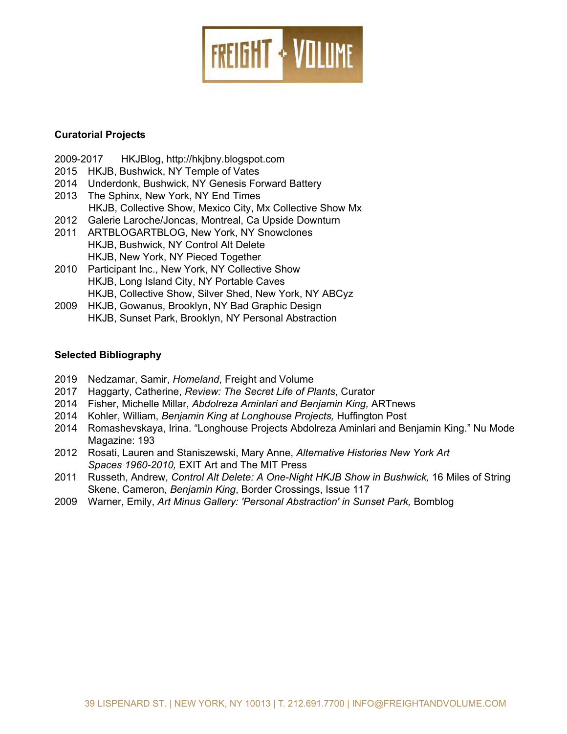**Curatorial Projects**

2009-2017 HKJBlog, http://hkjbny.blogspot.com
2015 HKJB, Bushwick, NY Temple of Vates
2014 Underdonk, Bushwick, NY Genesis Forward Battery
2013 The Sphinx, New York, NY End Times
HKJB, Collective Show, Mexico City, Mx Collective Show Mx
2012 Galerie Laroche/Joncas, Montreal, Ca Upside Downturn
2011 ARTBLOGARTBLOG, New York, NY Snowclones
HKJB, Bushwick, NY Control Alt Delete
HKJB, New York, NY Pieced Together
2010 Participant Inc., New York, NY Collective Show
HKJB, Long Island City, NY Portable Caves
HKJB, Collective Show, Silver Shed, New York, NY ABCyz
2009 HKJB, Gowanus, Brooklyn, NY Bad Graphic Design
HKJB, Sunset Park, Brooklyn, NY Personal Abstraction

**Selected Bibliography**

2019 Nedzamar, Samir, *Homeland*, Freight and Volume
2017 Haggarty, Catherine, *Review: The Secret Life of Plants*, Curator
2014 Fisher, Michelle Millar, *Abdolreza Aminlari and Benjamin King,* ARTnews
2014 Kohler, William, *Benjamin King at Longhouse Projects,* Huffington Post
2014 Romashevskaya, Irina. "Longhouse Projects Abdolreza Aminlari and Benjamin King." Nu Mode Magazine: 193
2012 Rosati, Lauren and Staniszewski, Mary Anne, *Alternative Histories New York Art Spaces 1960-2010,* EXIT Art and The MIT Press
2011 Russeth, Andrew, *Control Alt Delete: A One-Night HKJB Show in Bushwick,* 16 Miles of String
Skene, Cameron, *Benjamin King*, Border Crossings, Issue 117
2009 Warner, Emily, *Art Minus Gallery: 'Personal Abstraction' in Sunset Park,* Bomblog